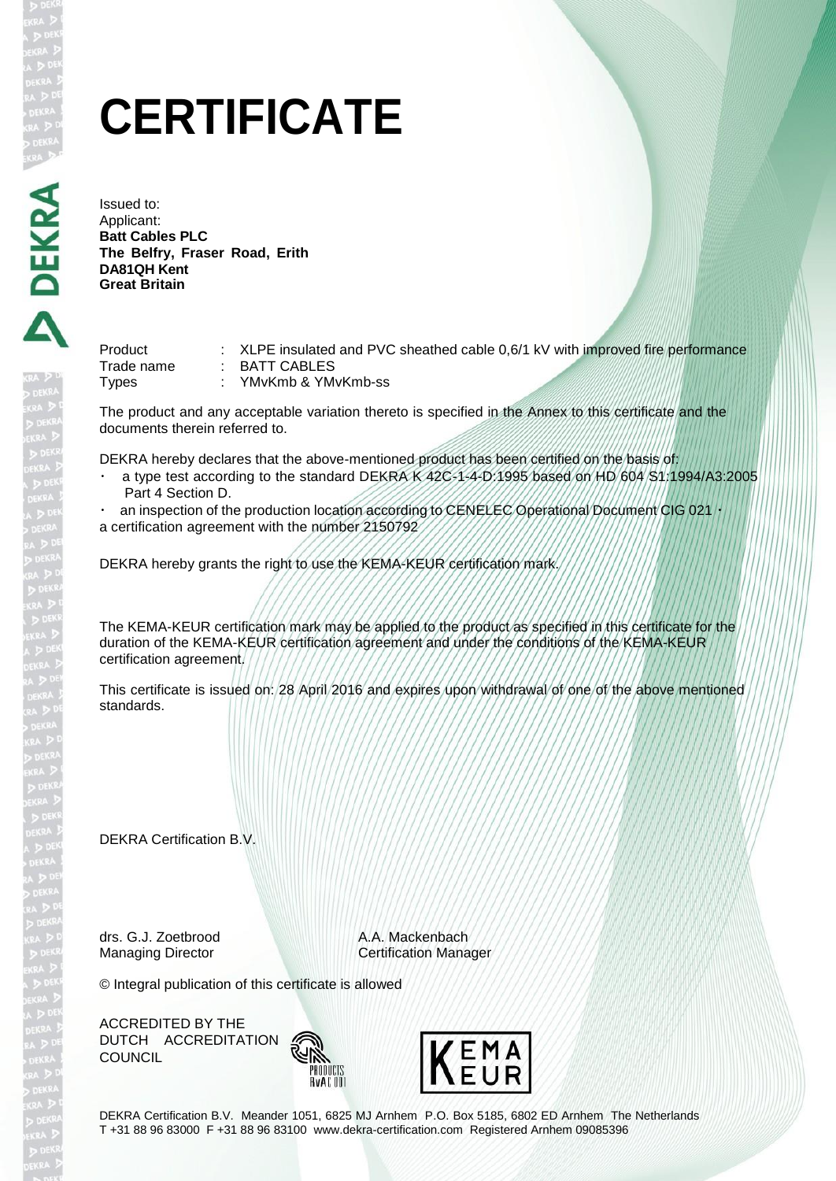# CERTIFICATE

Issued to:
Applicant:
**Batt Cables PLC**
**The Belfry, Fraser Road, Erith**
**DA81QH Kent**
**Great Britain**

Product : XLPE insulated and PVC sheathed cable 0,6/1 kV with improved fire performance
Trade name : BATT CABLES
Types : YMvKmb & YMvKmb-ss

The product and any acceptable variation thereto is specified in the Annex to this certificate and the documents therein referred to.

DEKRA hereby declares that the above-mentioned product has been certified on the basis of:

- a type test according to the standard DEKRA K 42C-1-4-D:1995 based on HD 604 S1:1994/A3:2005 Part 4 Section D.
- an inspection of the production location according to CENELEC Operational Document CIG 021
- a certification agreement with the number 2150792

DEKRA hereby grants the right to use the KEMA-KEUR certification mark.

The KEMA-KEUR certification mark may be applied to the product as specified in this certificate for the duration of the KEMA-KEUR certification agreement and under the conditions of the KEMA-KEUR certification agreement.

This certificate is issued on: 28 April 2016 and expires upon withdrawal of one of the above mentioned standards.

DEKRA Certification B.V.

drs. G.J. Zoetbrood
Managing Director

A.A. Mackenbach
Certification Manager

© Integral publication of this certificate is allowed

ACCREDITED BY THE DUTCH ACCREDITATION COUNCIL

DEKRA Certification B.V. Meander 1051, 6825 MJ Arnhem P.O. Box 5185, 6802 ED Arnhem The Netherlands
T +31 88 96 83000 F +31 88 96 83100 www.dekra-certification.com Registered Arnhem 09085396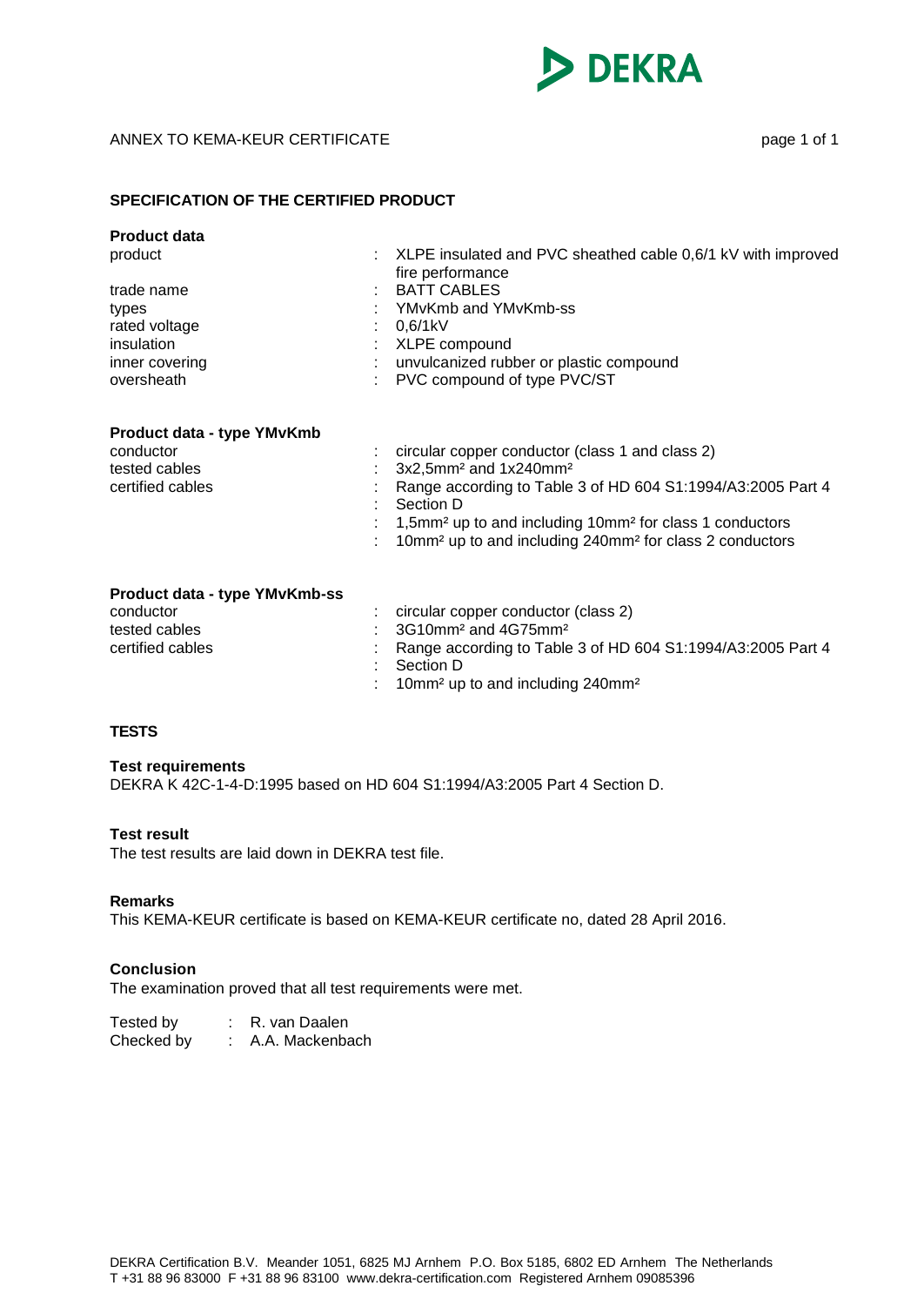ANNEX TO KEMA-KEUR CERTIFICATE

## SPECIFICATION OF THE CERTIFIED PRODUCT

### Product data

| | | |
|---|---|---|
| product | : | XLPE insulated and PVC sheathed cable 0,6/1 kV with improved fire performance |
| trade name | : | BATT CABLES |
| types | : | YMvKmb and YMvKmb-ss |
| rated voltage | : | 0,6/1kV |
| insulation | : | XLPE compound |
| inner covering | : | unvulcanized rubber or plastic compound |
| oversheath | : | PVC compound of type PVC/ST |

### Product data - type YMvKmb

| | | |
|---|---|---|
| conductor | : | circular copper conductor (class 1 and class 2) |
| tested cables | : | 3x2,5mm² and 1x240mm² |
| certified cables | : | Range according to Table 3 of HD 604 S1:1994/A3:2005 Part 4 |
| | : | Section D |
| | : | 1,5mm² up to and including 10mm² for class 1 conductors |
| | : | 10mm² up to and including 240mm² for class 2 conductors |

### Product data - type YMvKmb-ss

| | | |
|---|---|---|
| conductor | : | circular copper conductor (class 2) |
| tested cables | : | 3G10mm² and 4G75mm² |
| certified cables | : | Range according to Table 3 of HD 604 S1:1994/A3:2005 Part 4 |
| | : | Section D |
| | : | 10mm² up to and including 240mm² |

## TESTS

### Test requirements
DEKRA K 42C-1-4-D:1995 based on HD 604 S1:1994/A3:2005 Part 4 Section D.

### Test result
The test results are laid down in DEKRA test file.

### Remarks
This KEMA-KEUR certificate is based on KEMA-KEUR certificate no, dated 28 April 2016.

### Conclusion
The examination proved that all test requirements were met.

Tested by : R. van Daalen
Checked by : A.A. Mackenbach

DEKRA Certification B.V. Meander 1051, 6825 MJ Arnhem P.O. Box 5185, 6802 ED Arnhem The Netherlands
T +31 88 96 83000 F +31 88 96 83100 www.dekra-certification.com Registered Arnhem 09085396